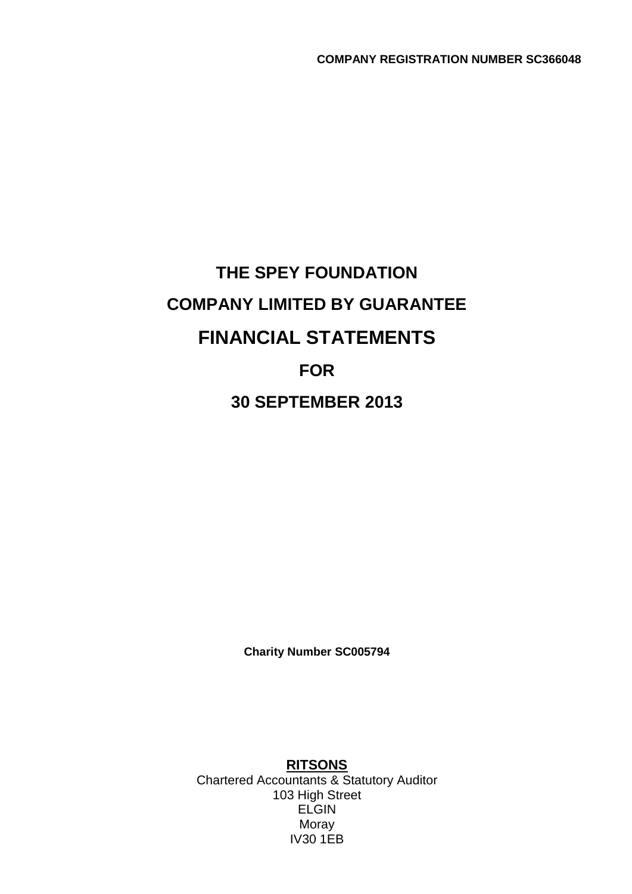**COMPANY REGISTRATION NUMBER SC366048**

# THE SPEY FOUNDATION

## COMPANY LIMITED BY GUARANTEE

# FINANCIAL STATEMENTS

## FOR

## 30 SEPTEMBER 2013

**Charity Number SC005794**

**RITSONS**
Chartered Accountants & Statutory Auditor
103 High Street
ELGIN
Moray
IV30 1EB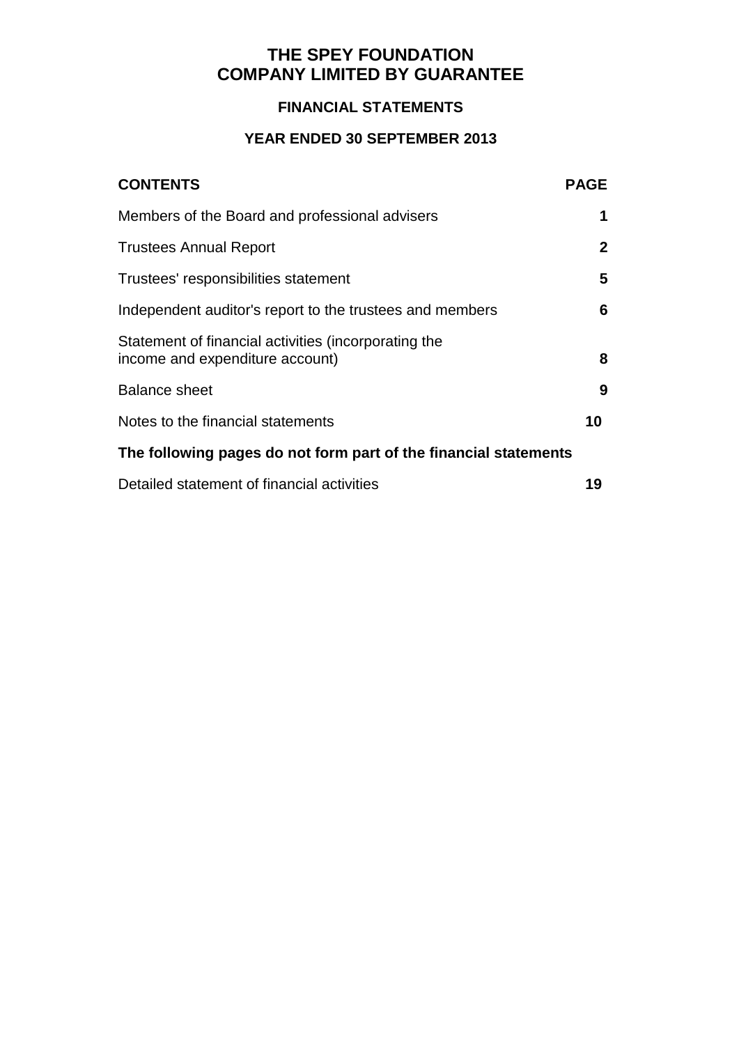# THE SPEY FOUNDATION
# COMPANY LIMITED BY GUARANTEE

## FINANCIAL STATEMENTS

## YEAR ENDED 30 SEPTEMBER 2013

| CONTENTS | PAGE |
| --- | --- |
| Members of the Board and professional advisers | 1 |
| Trustees Annual Report | 2 |
| Trustees' responsibilities statement | 5 |
| Independent auditor's report to the trustees and members | 6 |
| Statement of financial activities (incorporating the income and expenditure account) | 8 |
| Balance sheet | 9 |
| Notes to the financial statements | 10 |

**The following pages do not form part of the financial statements**

| | |
| --- | --- |
| Detailed statement of financial activities | 19 |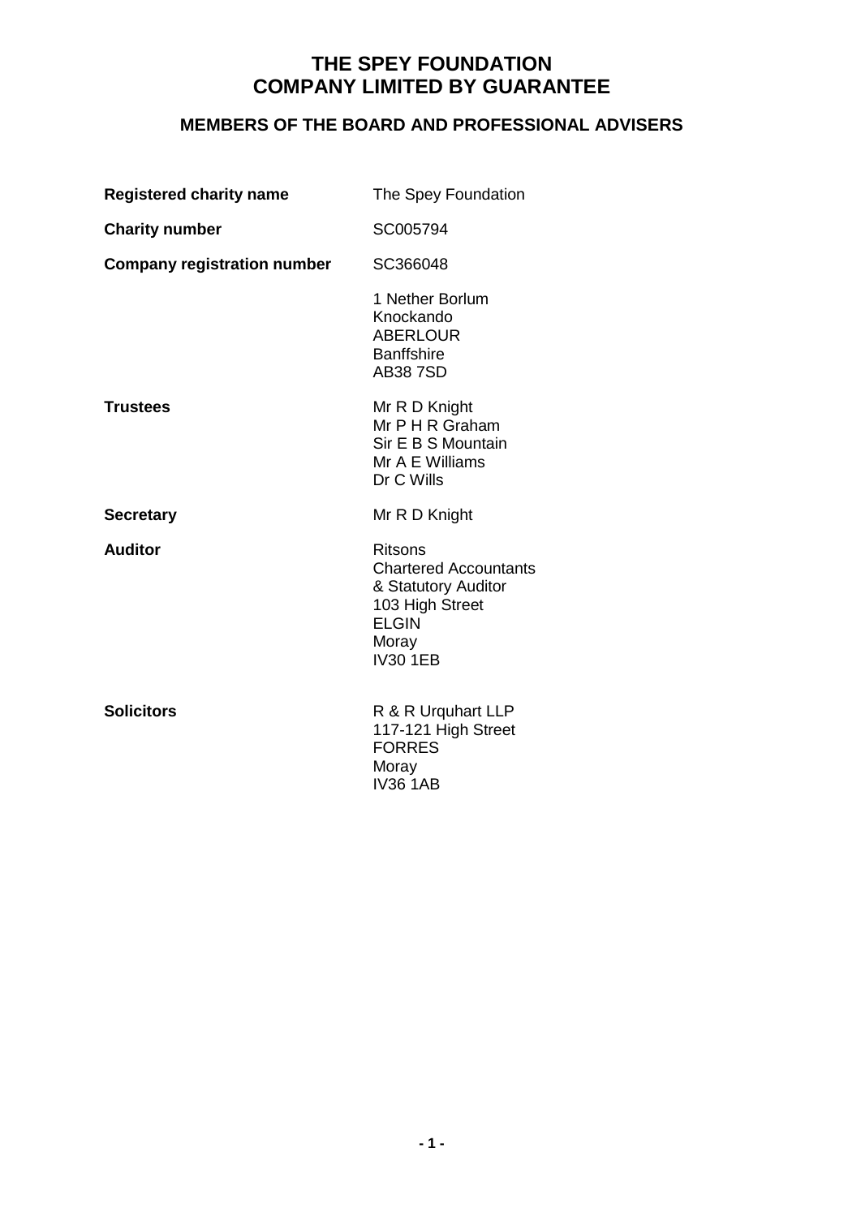# THE SPEY FOUNDATION
# COMPANY LIMITED BY GUARANTEE

## MEMBERS OF THE BOARD AND PROFESSIONAL ADVISERS

| | |
|---|---|
| **Registered charity name** | The Spey Foundation |
| **Charity number** | SC005794 |
| **Company registration number** | SC366048 |
| | 1 Nether Borlum<br>Knockando<br>ABERLOUR<br>Banffshire<br>AB38 7SD |
| **Trustees** | Mr R D Knight<br>Mr P H R Graham<br>Sir E B S Mountain<br>Mr A E Williams<br>Dr C Wills |
| **Secretary** | Mr R D Knight |
| **Auditor** | Ritsons<br>Chartered Accountants<br>& Statutory Auditor<br>103 High Street<br>ELGIN<br>Moray<br>IV30 1EB |
| **Solicitors** | R & R Urquhart LLP<br>117-121 High Street<br>FORRES<br>Moray<br>IV36 1AB |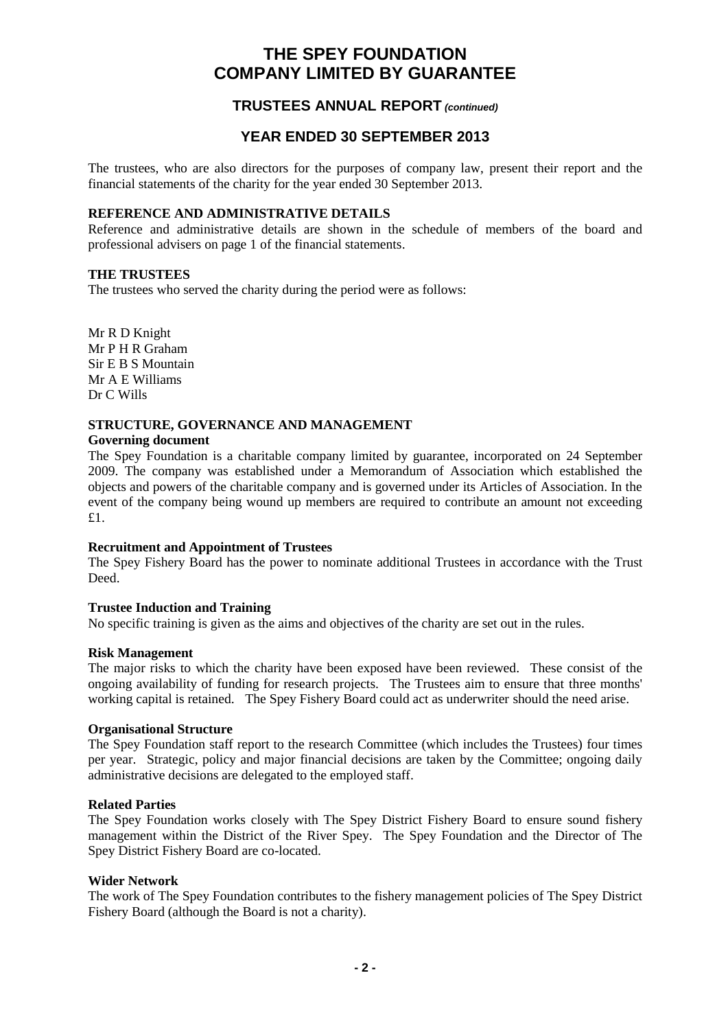# THE SPEY FOUNDATION
# COMPANY LIMITED BY GUARANTEE

## TRUSTEES ANNUAL REPORT *(continued)*

## YEAR ENDED 30 SEPTEMBER 2013

The trustees, who are also directors for the purposes of company law, present their report and the financial statements of the charity for the year ended 30 September 2013.

**REFERENCE AND ADMINISTRATIVE DETAILS**

Reference and administrative details are shown in the schedule of members of the board and professional advisers on page 1 of the financial statements.

**THE TRUSTEES**

The trustees who served the charity during the period were as follows:

Mr R D Knight
Mr P H R Graham
Sir E B S Mountain
Mr A E Williams
Dr C Wills

**STRUCTURE, GOVERNANCE AND MANAGEMENT**

**Governing document**

The Spey Foundation is a charitable company limited by guarantee, incorporated on 24 September 2009. The company was established under a Memorandum of Association which established the objects and powers of the charitable company and is governed under its Articles of Association. In the event of the company being wound up members are required to contribute an amount not exceeding £1.

**Recruitment and Appointment of Trustees**

The Spey Fishery Board has the power to nominate additional Trustees in accordance with the Trust Deed.

**Trustee Induction and Training**

No specific training is given as the aims and objectives of the charity are set out in the rules.

**Risk Management**

The major risks to which the charity have been exposed have been reviewed. These consist of the ongoing availability of funding for research projects. The Trustees aim to ensure that three months' working capital is retained. The Spey Fishery Board could act as underwriter should the need arise.

**Organisational Structure**

The Spey Foundation staff report to the research Committee (which includes the Trustees) four times per year. Strategic, policy and major financial decisions are taken by the Committee; ongoing daily administrative decisions are delegated to the employed staff.

**Related Parties**

The Spey Foundation works closely with The Spey District Fishery Board to ensure sound fishery management within the District of the River Spey. The Spey Foundation and the Director of The Spey District Fishery Board are co-located.

**Wider Network**

The work of The Spey Foundation contributes to the fishery management policies of The Spey District Fishery Board (although the Board is not a charity).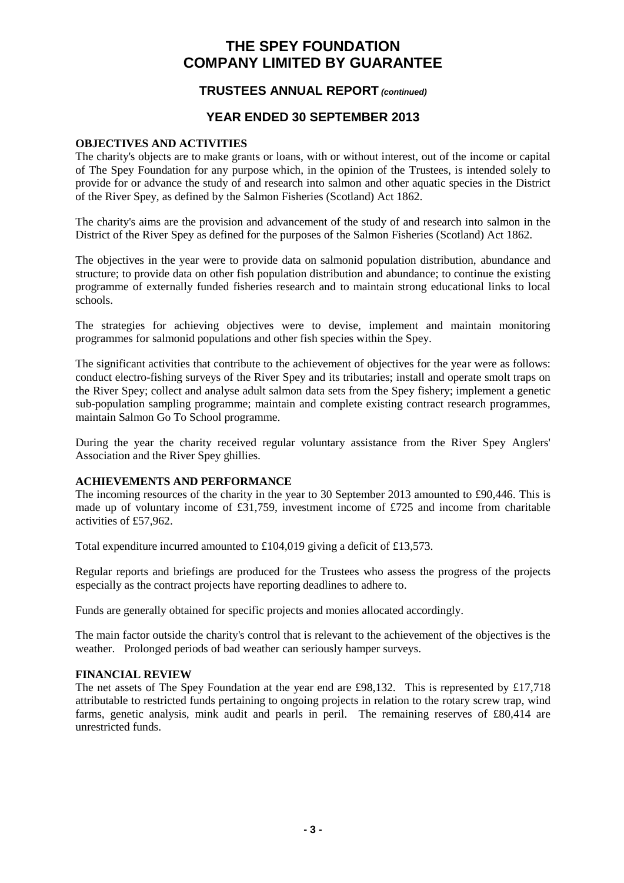# THE SPEY FOUNDATION
# COMPANY LIMITED BY GUARANTEE

## TRUSTEES ANNUAL REPORT *(continued)*

## YEAR ENDED 30 SEPTEMBER 2013

**OBJECTIVES AND ACTIVITIES**

The charity's objects are to make grants or loans, with or without interest, out of the income or capital of The Spey Foundation for any purpose which, in the opinion of the Trustees, is intended solely to provide for or advance the study of and research into salmon and other aquatic species in the District of the River Spey, as defined by the Salmon Fisheries (Scotland) Act 1862.

The charity's aims are the provision and advancement of the study of and research into salmon in the District of the River Spey as defined for the purposes of the Salmon Fisheries (Scotland) Act 1862.

The objectives in the year were to provide data on salmonid population distribution, abundance and structure; to provide data on other fish population distribution and abundance; to continue the existing programme of externally funded fisheries research and to maintain strong educational links to local schools.

The strategies for achieving objectives were to devise, implement and maintain monitoring programmes for salmonid populations and other fish species within the Spey.

The significant activities that contribute to the achievement of objectives for the year were as follows: conduct electro-fishing surveys of the River Spey and its tributaries; install and operate smolt traps on the River Spey; collect and analyse adult salmon data sets from the Spey fishery; implement a genetic sub-population sampling programme; maintain and complete existing contract research programmes, maintain Salmon Go To School programme.

During the year the charity received regular voluntary assistance from the River Spey Anglers' Association and the River Spey ghillies.

**ACHIEVEMENTS AND PERFORMANCE**

The incoming resources of the charity in the year to 30 September 2013 amounted to £90,446. This is made up of voluntary income of £31,759, investment income of £725 and income from charitable activities of £57,962.

Total expenditure incurred amounted to £104,019 giving a deficit of £13,573.

Regular reports and briefings are produced for the Trustees who assess the progress of the projects especially as the contract projects have reporting deadlines to adhere to.

Funds are generally obtained for specific projects and monies allocated accordingly.

The main factor outside the charity's control that is relevant to the achievement of the objectives is the weather. Prolonged periods of bad weather can seriously hamper surveys.

**FINANCIAL REVIEW**

The net assets of The Spey Foundation at the year end are £98,132. This is represented by £17,718 attributable to restricted funds pertaining to ongoing projects in relation to the rotary screw trap, wind farms, genetic analysis, mink audit and pearls in peril. The remaining reserves of £80,414 are unrestricted funds.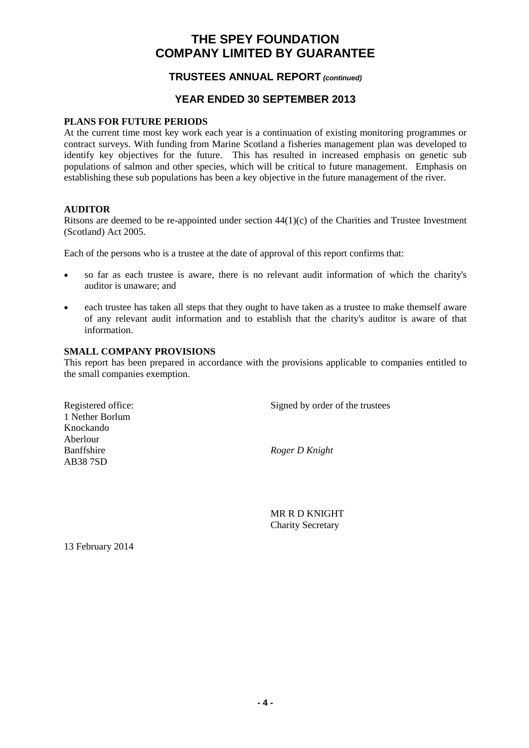# THE SPEY FOUNDATION
# COMPANY LIMITED BY GUARANTEE

## TRUSTEES ANNUAL REPORT *(continued)*

## YEAR ENDED 30 SEPTEMBER 2013

**PLANS FOR FUTURE PERIODS**

At the current time most key work each year is a continuation of existing monitoring programmes or contract surveys. With funding from Marine Scotland a fisheries management plan was developed to identify key objectives for the future. This has resulted in increased emphasis on genetic sub populations of salmon and other species, which will be critical to future management. Emphasis on establishing these sub populations has been a key objective in the future management of the river.

**AUDITOR**

Ritsons are deemed to be re-appointed under section 44(1)(c) of the Charities and Trustee Investment (Scotland) Act 2005.

Each of the persons who is a trustee at the date of approval of this report confirms that:

- so far as each trustee is aware, there is no relevant audit information of which the charity's auditor is unaware; and
- each trustee has taken all steps that they ought to have taken as a trustee to make themself aware of any relevant audit information and to establish that the charity's auditor is aware of that information.

**SMALL COMPANY PROVISIONS**

This report has been prepared in accordance with the provisions applicable to companies entitled to the small companies exemption.

Registered office:
1 Nether Borlum
Knockando
Aberlour
Banffshire
AB38 7SD

Signed by order of the trustees

*Roger D Knight*

MR R D KNIGHT
Charity Secretary

13 February 2014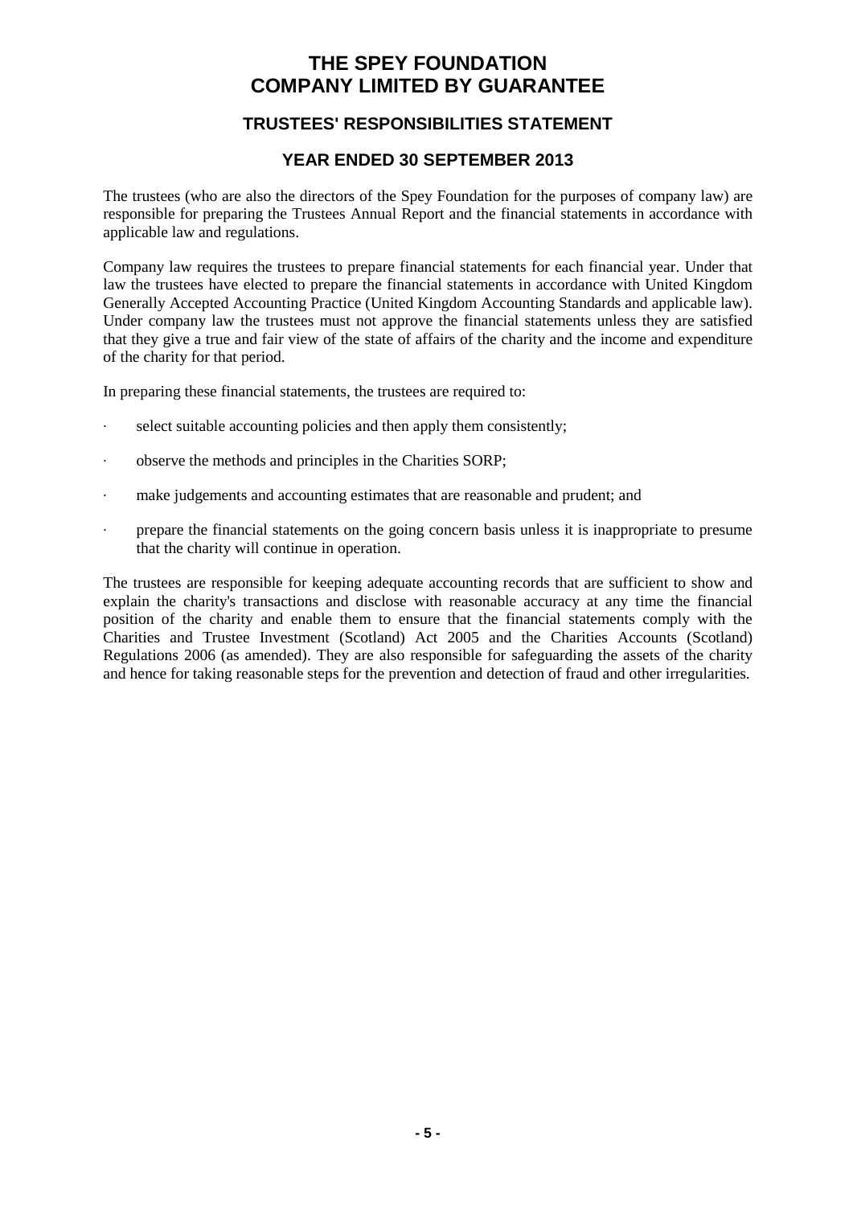# THE SPEY FOUNDATION
# COMPANY LIMITED BY GUARANTEE

## TRUSTEES' RESPONSIBILITIES STATEMENT

## YEAR ENDED 30 SEPTEMBER 2013

The trustees (who are also the directors of the Spey Foundation for the purposes of company law) are responsible for preparing the Trustees Annual Report and the financial statements in accordance with applicable law and regulations.

Company law requires the trustees to prepare financial statements for each financial year. Under that law the trustees have elected to prepare the financial statements in accordance with United Kingdom Generally Accepted Accounting Practice (United Kingdom Accounting Standards and applicable law). Under company law the trustees must not approve the financial statements unless they are satisfied that they give a true and fair view of the state of affairs of the charity and the income and expenditure of the charity for that period.

In preparing these financial statements, the trustees are required to:

- select suitable accounting policies and then apply them consistently;
- observe the methods and principles in the Charities SORP;
- make judgements and accounting estimates that are reasonable and prudent; and
- prepare the financial statements on the going concern basis unless it is inappropriate to presume that the charity will continue in operation.

The trustees are responsible for keeping adequate accounting records that are sufficient to show and explain the charity's transactions and disclose with reasonable accuracy at any time the financial position of the charity and enable them to ensure that the financial statements comply with the Charities and Trustee Investment (Scotland) Act 2005 and the Charities Accounts (Scotland) Regulations 2006 (as amended). They are also responsible for safeguarding the assets of the charity and hence for taking reasonable steps for the prevention and detection of fraud and other irregularities.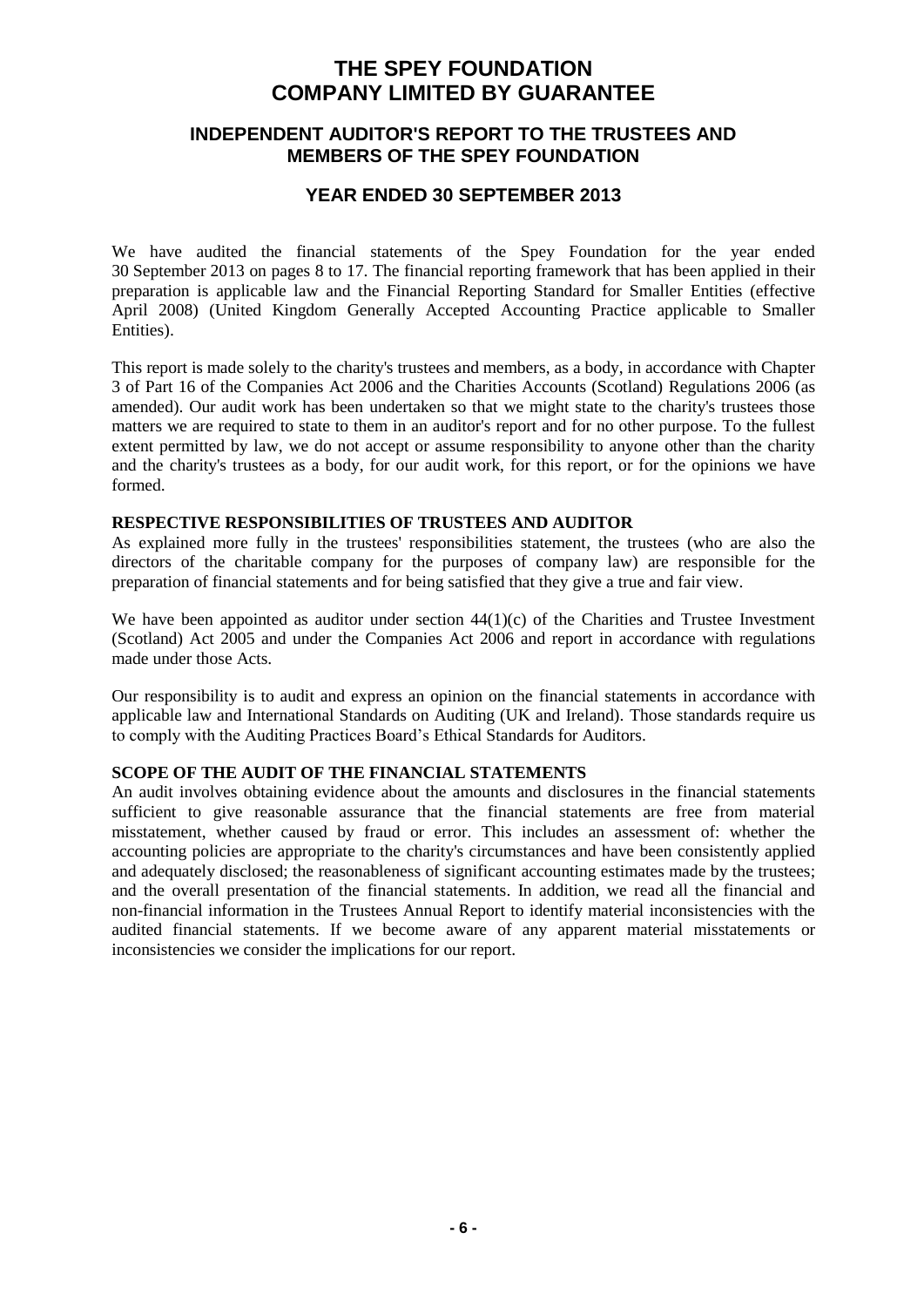# THE SPEY FOUNDATION
# COMPANY LIMITED BY GUARANTEE

## INDEPENDENT AUDITOR'S REPORT TO THE TRUSTEES AND MEMBERS OF THE SPEY FOUNDATION

## YEAR ENDED 30 SEPTEMBER 2013

We have audited the financial statements of the Spey Foundation for the year ended 30 September 2013 on pages 8 to 17. The financial reporting framework that has been applied in their preparation is applicable law and the Financial Reporting Standard for Smaller Entities (effective April 2008) (United Kingdom Generally Accepted Accounting Practice applicable to Smaller Entities).

This report is made solely to the charity's trustees and members, as a body, in accordance with Chapter 3 of Part 16 of the Companies Act 2006 and the Charities Accounts (Scotland) Regulations 2006 (as amended). Our audit work has been undertaken so that we might state to the charity's trustees those matters we are required to state to them in an auditor's report and for no other purpose. To the fullest extent permitted by law, we do not accept or assume responsibility to anyone other than the charity and the charity's trustees as a body, for our audit work, for this report, or for the opinions we have formed.

**RESPECTIVE RESPONSIBILITIES OF TRUSTEES AND AUDITOR**

As explained more fully in the trustees' responsibilities statement, the trustees (who are also the directors of the charitable company for the purposes of company law) are responsible for the preparation of financial statements and for being satisfied that they give a true and fair view.

We have been appointed as auditor under section 44(1)(c) of the Charities and Trustee Investment (Scotland) Act 2005 and under the Companies Act 2006 and report in accordance with regulations made under those Acts.

Our responsibility is to audit and express an opinion on the financial statements in accordance with applicable law and International Standards on Auditing (UK and Ireland). Those standards require us to comply with the Auditing Practices Board's Ethical Standards for Auditors.

**SCOPE OF THE AUDIT OF THE FINANCIAL STATEMENTS**

An audit involves obtaining evidence about the amounts and disclosures in the financial statements sufficient to give reasonable assurance that the financial statements are free from material misstatement, whether caused by fraud or error. This includes an assessment of: whether the accounting policies are appropriate to the charity's circumstances and have been consistently applied and adequately disclosed; the reasonableness of significant accounting estimates made by the trustees; and the overall presentation of the financial statements. In addition, we read all the financial and non-financial information in the Trustees Annual Report to identify material inconsistencies with the audited financial statements. If we become aware of any apparent material misstatements or inconsistencies we consider the implications for our report.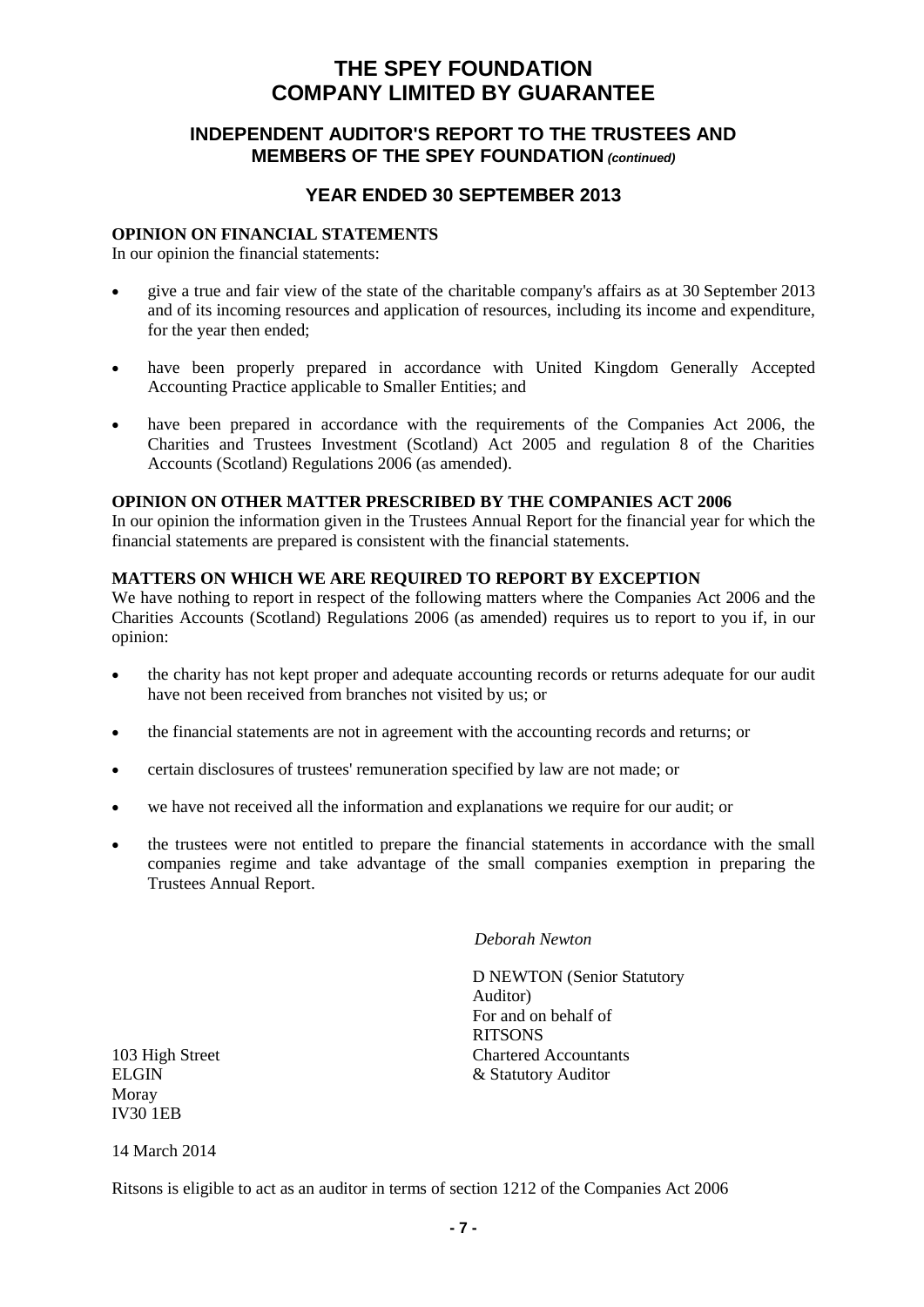# THE SPEY FOUNDATION
# COMPANY LIMITED BY GUARANTEE

## INDEPENDENT AUDITOR'S REPORT TO THE TRUSTEES AND MEMBERS OF THE SPEY FOUNDATION *(continued)*

## YEAR ENDED 30 SEPTEMBER 2013

**OPINION ON FINANCIAL STATEMENTS**

In our opinion the financial statements:

- give a true and fair view of the state of the charitable company's affairs as at 30 September 2013 and of its incoming resources and application of resources, including its income and expenditure, for the year then ended;
- have been properly prepared in accordance with United Kingdom Generally Accepted Accounting Practice applicable to Smaller Entities; and
- have been prepared in accordance with the requirements of the Companies Act 2006, the Charities and Trustees Investment (Scotland) Act 2005 and regulation 8 of the Charities Accounts (Scotland) Regulations 2006 (as amended).

**OPINION ON OTHER MATTER PRESCRIBED BY THE COMPANIES ACT 2006**

In our opinion the information given in the Trustees Annual Report for the financial year for which the financial statements are prepared is consistent with the financial statements.

**MATTERS ON WHICH WE ARE REQUIRED TO REPORT BY EXCEPTION**

We have nothing to report in respect of the following matters where the Companies Act 2006 and the Charities Accounts (Scotland) Regulations 2006 (as amended) requires us to report to you if, in our opinion:

- the charity has not kept proper and adequate accounting records or returns adequate for our audit have not been received from branches not visited by us; or
- the financial statements are not in agreement with the accounting records and returns; or
- certain disclosures of trustees' remuneration specified by law are not made; or
- we have not received all the information and explanations we require for our audit; or
- the trustees were not entitled to prepare the financial statements in accordance with the small companies regime and take advantage of the small companies exemption in preparing the Trustees Annual Report.

*Deborah Newton*

D NEWTON (Senior Statutory Auditor)
For and on behalf of
RITSONS
Chartered Accountants
& Statutory Auditor

103 High Street
ELGIN
Moray
IV30 1EB

14 March 2014

Ritsons is eligible to act as an auditor in terms of section 1212 of the Companies Act 2006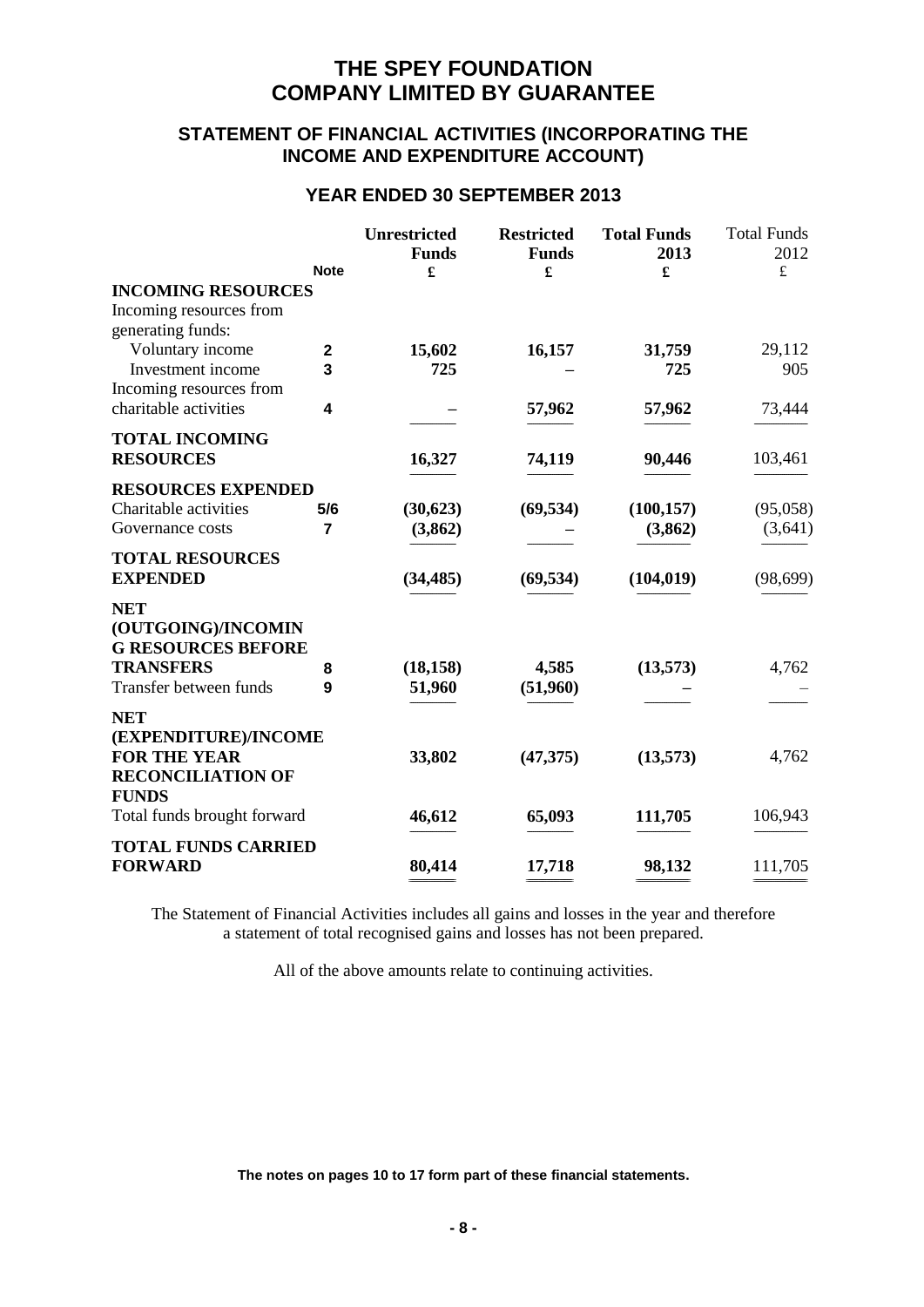# THE SPEY FOUNDATION
# COMPANY LIMITED BY GUARANTEE

## STATEMENT OF FINANCIAL ACTIVITIES (INCORPORATING THE INCOME AND EXPENDITURE ACCOUNT)

### YEAR ENDED 30 SEPTEMBER 2013

| | Note | Unrestricted Funds £ | Restricted Funds £ | Total Funds 2013 £ | Total Funds 2012 £ |
|---|---|---|---|---|---|
| **INCOMING RESOURCES** | | | | | |
| Incoming resources from generating funds: | | | | | |
| Voluntary income | 2 | 15,602 | 16,157 | 31,759 | 29,112 |
| Investment income | 3 | 725 | – | 725 | 905 |
| Incoming resources from charitable activities | 4 | – | 57,962 | 57,962 | 73,444 |
| **TOTAL INCOMING RESOURCES** | | 16,327 | 74,119 | 90,446 | 103,461 |
| **RESOURCES EXPENDED** | | | | | |
| Charitable activities | 5/6 | (30,623) | (69,534) | (100,157) | (95,058) |
| Governance costs | 7 | (3,862) | – | (3,862) | (3,641) |
| **TOTAL RESOURCES EXPENDED** | | (34,485) | (69,534) | (104,019) | (98,699) |
| **NET (OUTGOING)/INCOMING RESOURCES BEFORE TRANSFERS** | 8 | (18,158) | 4,585 | (13,573) | 4,762 |
| Transfer between funds | 9 | 51,960 | (51,960) | – | – |
| **NET (EXPENDITURE)/INCOME FOR THE YEAR** | | 33,802 | (47,375) | (13,573) | 4,762 |
| **RECONCILIATION OF FUNDS** | | | | | |
| Total funds brought forward | | 46,612 | 65,093 | 111,705 | 106,943 |
| **TOTAL FUNDS CARRIED FORWARD** | | 80,414 | 17,718 | 98,132 | 111,705 |

The Statement of Financial Activities includes all gains and losses in the year and therefore a statement of total recognised gains and losses has not been prepared.

All of the above amounts relate to continuing activities.

**The notes on pages 10 to 17 form part of these financial statements.**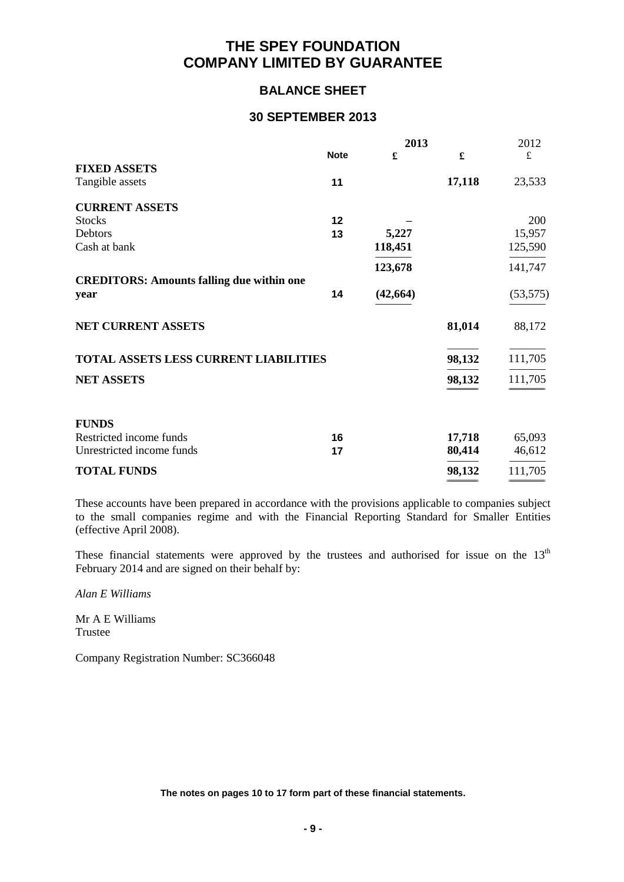# THE SPEY FOUNDATION
# COMPANY LIMITED BY GUARANTEE

## BALANCE SHEET

## 30 SEPTEMBER 2013

| | Note | 2013 £ | 2013 £ | 2012 £ |
|---|---|---|---|---|
| **FIXED ASSETS** | | | | |
| Tangible assets | 11 | | **17,118** | 23,533 |
| **CURRENT ASSETS** | | | | |
| Stocks | 12 | – | | 200 |
| Debtors | 13 | **5,227** | | 15,957 |
| Cash at bank | | **118,451** | | 125,590 |
| | | **123,678** | | 141,747 |
| **CREDITORS: Amounts falling due within one year** | 14 | **(42,664)** | | (53,575) |
| **NET CURRENT ASSETS** | | | **81,014** | 88,172 |
| **TOTAL ASSETS LESS CURRENT LIABILITIES** | | | **98,132** | 111,705 |
| **NET ASSETS** | | | **98,132** | 111,705 |
| **FUNDS** | | | | |
| Restricted income funds | 16 | | **17,718** | 65,093 |
| Unrestricted income funds | 17 | | **80,414** | 46,612 |
| **TOTAL FUNDS** | | | **98,132** | 111,705 |

These accounts have been prepared in accordance with the provisions applicable to companies subject to the small companies regime and with the Financial Reporting Standard for Smaller Entities (effective April 2008).

These financial statements were approved by the trustees and authorised for issue on the 13th February 2014 and are signed on their behalf by:

*Alan E Williams*

Mr A E Williams
Trustee

Company Registration Number: SC366048

**The notes on pages 10 to 17 form part of these financial statements.**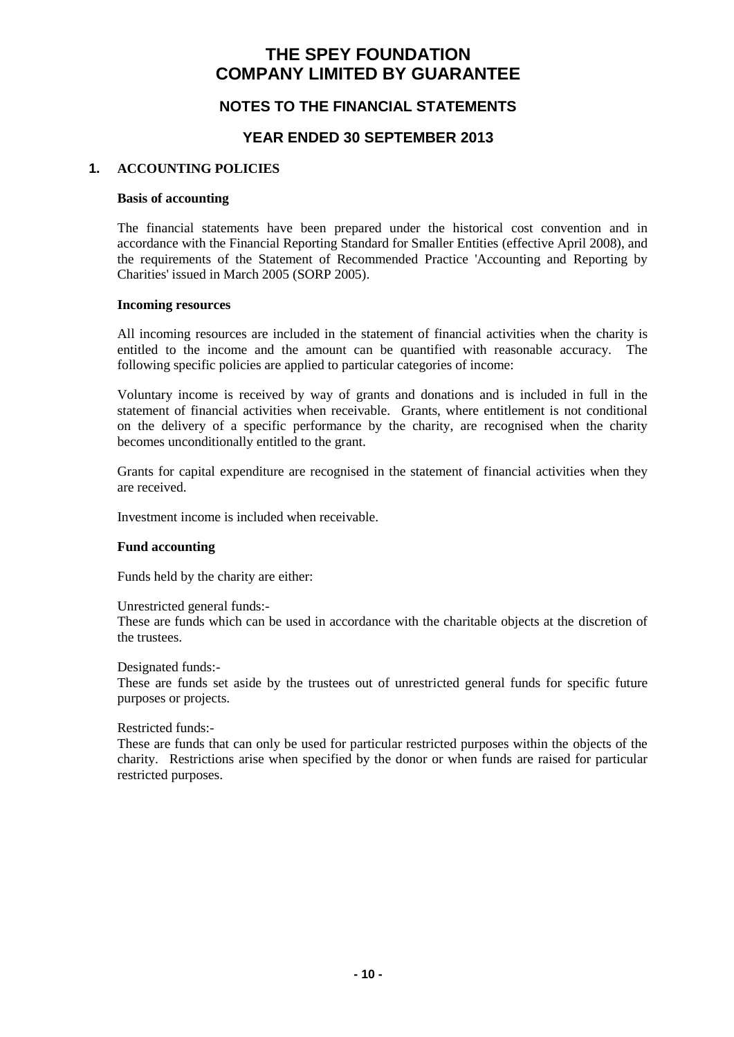# THE SPEY FOUNDATION
# COMPANY LIMITED BY GUARANTEE

## NOTES TO THE FINANCIAL STATEMENTS

## YEAR ENDED 30 SEPTEMBER 2013

### 1. ACCOUNTING POLICIES

**Basis of accounting**

The financial statements have been prepared under the historical cost convention and in accordance with the Financial Reporting Standard for Smaller Entities (effective April 2008), and the requirements of the Statement of Recommended Practice 'Accounting and Reporting by Charities' issued in March 2005 (SORP 2005).

**Incoming resources**

All incoming resources are included in the statement of financial activities when the charity is entitled to the income and the amount can be quantified with reasonable accuracy. The following specific policies are applied to particular categories of income:

Voluntary income is received by way of grants and donations and is included in full in the statement of financial activities when receivable. Grants, where entitlement is not conditional on the delivery of a specific performance by the charity, are recognised when the charity becomes unconditionally entitled to the grant.

Grants for capital expenditure are recognised in the statement of financial activities when they are received.

Investment income is included when receivable.

**Fund accounting**

Funds held by the charity are either:

Unrestricted general funds:-
These are funds which can be used in accordance with the charitable objects at the discretion of the trustees.

Designated funds:-
These are funds set aside by the trustees out of unrestricted general funds for specific future purposes or projects.

Restricted funds:-
These are funds that can only be used for particular restricted purposes within the objects of the charity. Restrictions arise when specified by the donor or when funds are raised for particular restricted purposes.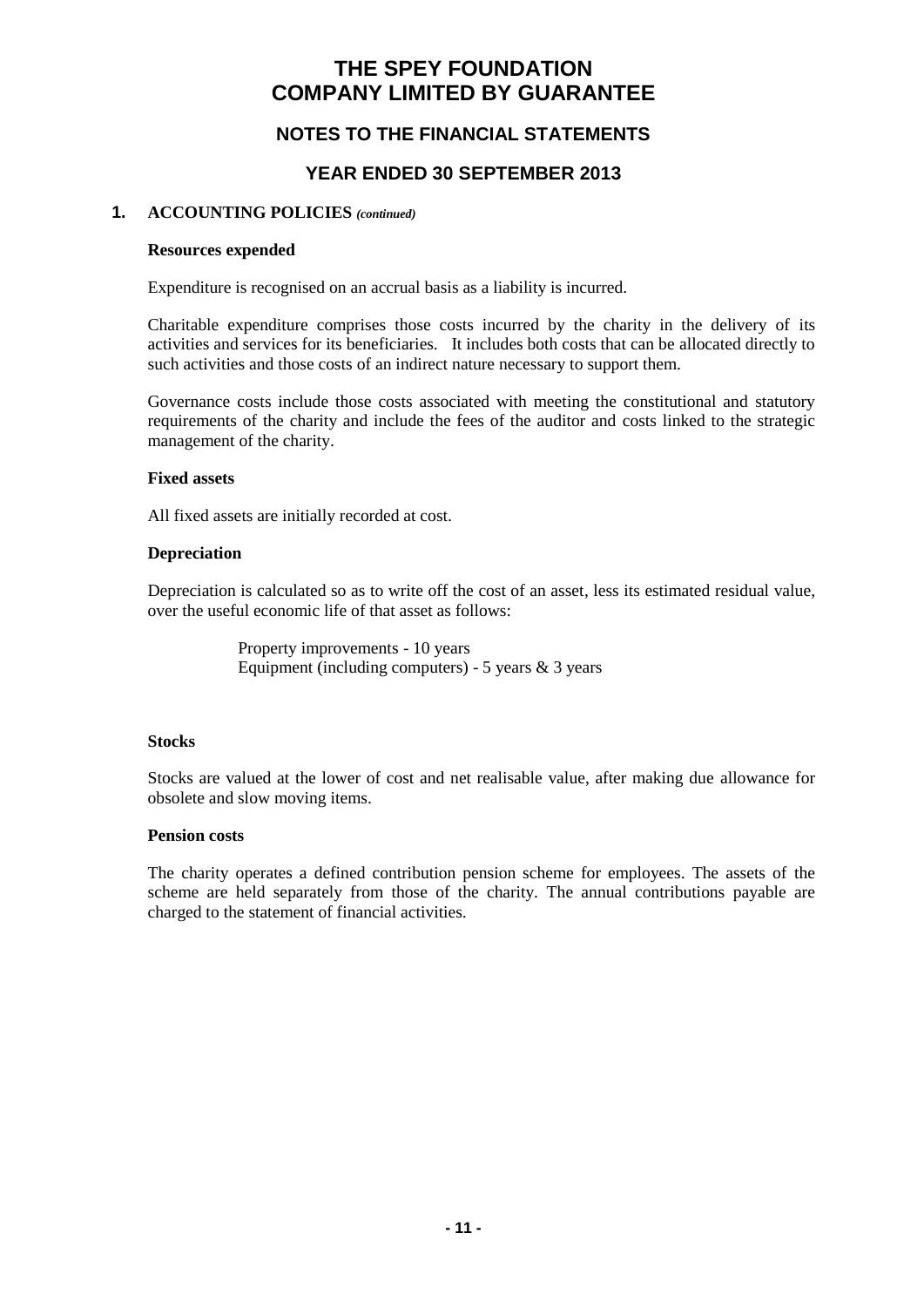# THE SPEY FOUNDATION
# COMPANY LIMITED BY GUARANTEE

## NOTES TO THE FINANCIAL STATEMENTS

## YEAR ENDED 30 SEPTEMBER 2013

### 1. ACCOUNTING POLICIES *(continued)*

**Resources expended**

Expenditure is recognised on an accrual basis as a liability is incurred.

Charitable expenditure comprises those costs incurred by the charity in the delivery of its activities and services for its beneficiaries. It includes both costs that can be allocated directly to such activities and those costs of an indirect nature necessary to support them.

Governance costs include those costs associated with meeting the constitutional and statutory requirements of the charity and include the fees of the auditor and costs linked to the strategic management of the charity.

**Fixed assets**

All fixed assets are initially recorded at cost.

**Depreciation**

Depreciation is calculated so as to write off the cost of an asset, less its estimated residual value, over the useful economic life of that asset as follows:

Property improvements - 10 years
Equipment (including computers) - 5 years & 3 years

**Stocks**

Stocks are valued at the lower of cost and net realisable value, after making due allowance for obsolete and slow moving items.

**Pension costs**

The charity operates a defined contribution pension scheme for employees. The assets of the scheme are held separately from those of the charity. The annual contributions payable are charged to the statement of financial activities.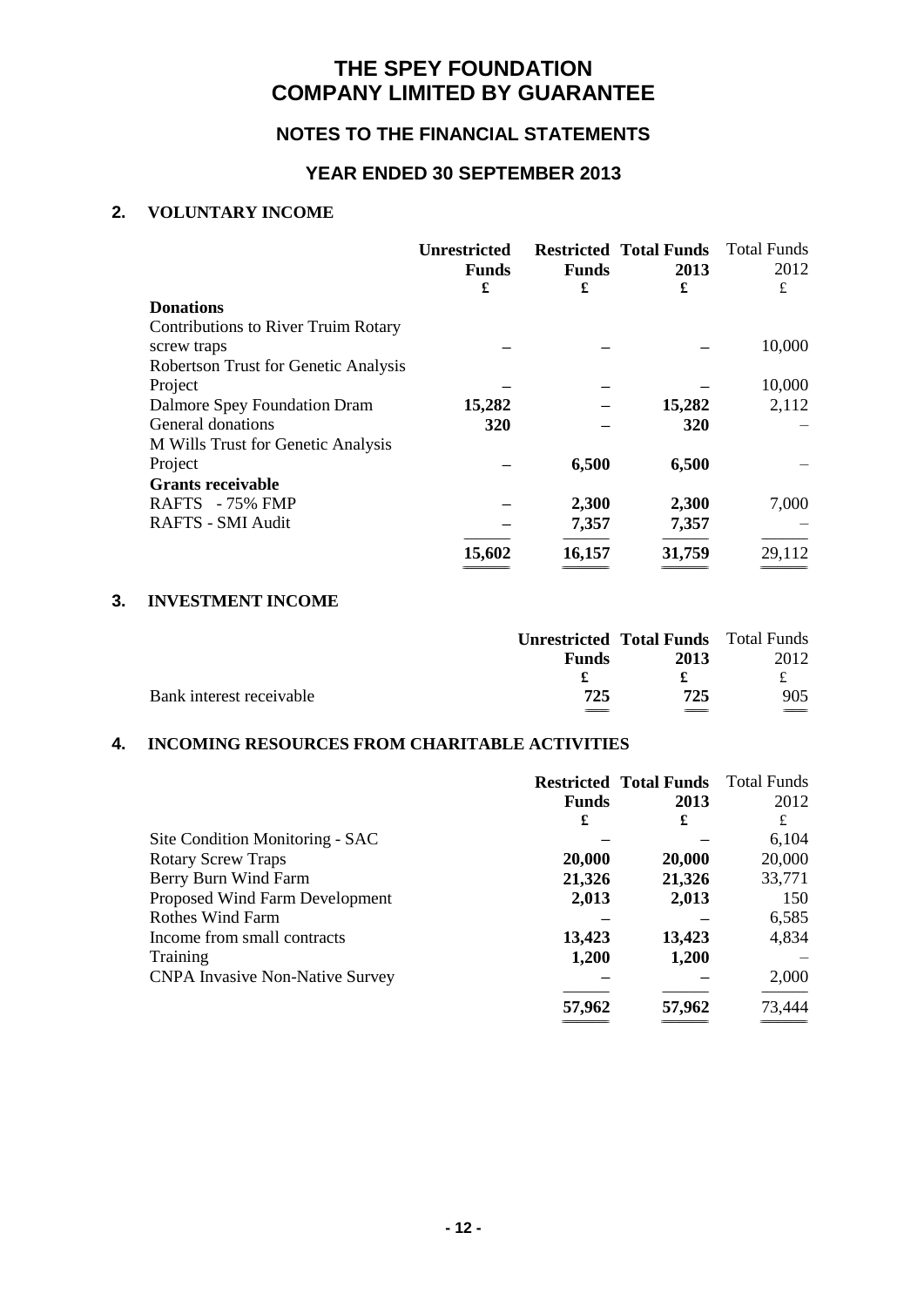# THE SPEY FOUNDATION
# COMPANY LIMITED BY GUARANTEE

## NOTES TO THE FINANCIAL STATEMENTS

## YEAR ENDED 30 SEPTEMBER 2013

### 2. VOLUNTARY INCOME

| | Unrestricted Funds £ | Restricted Funds £ | Total Funds 2013 £ | Total Funds 2012 £ |
|---|---|---|---|---|
| **Donations** | | | | |
| Contributions to River Truim Rotary screw traps | – | – | – | 10,000 |
| Robertson Trust for Genetic Analysis Project | – | – | – | 10,000 |
| Dalmore Spey Foundation Dram | 15,282 | – | 15,282 | 2,112 |
| General donations | 320 | – | 320 | – |
| M Wills Trust for Genetic Analysis Project | – | 6,500 | 6,500 | – |
| **Grants receivable** | | | | |
| RAFTS - 75% FMP | – | 2,300 | 2,300 | 7,000 |
| RAFTS - SMI Audit | – | 7,357 | 7,357 | – |
| | 15,602 | 16,157 | 31,759 | 29,112 |

### 3. INVESTMENT INCOME

| | Unrestricted Funds £ | Total Funds 2013 £ | Total Funds 2012 £ |
|---|---|---|---|
| Bank interest receivable | 725 | 725 | 905 |

### 4. INCOMING RESOURCES FROM CHARITABLE ACTIVITIES

| | Restricted Funds £ | Total Funds 2013 £ | Total Funds 2012 £ |
|---|---|---|---|
| Site Condition Monitoring - SAC | – | – | 6,104 |
| Rotary Screw Traps | 20,000 | 20,000 | 20,000 |
| Berry Burn Wind Farm | 21,326 | 21,326 | 33,771 |
| Proposed Wind Farm Development | 2,013 | 2,013 | 150 |
| Rothes Wind Farm | – | – | 6,585 |
| Income from small contracts | 13,423 | 13,423 | 4,834 |
| Training | 1,200 | 1,200 | – |
| CNPA Invasive Non-Native Survey | – | – | 2,000 |
| | 57,962 | 57,962 | 73,444 |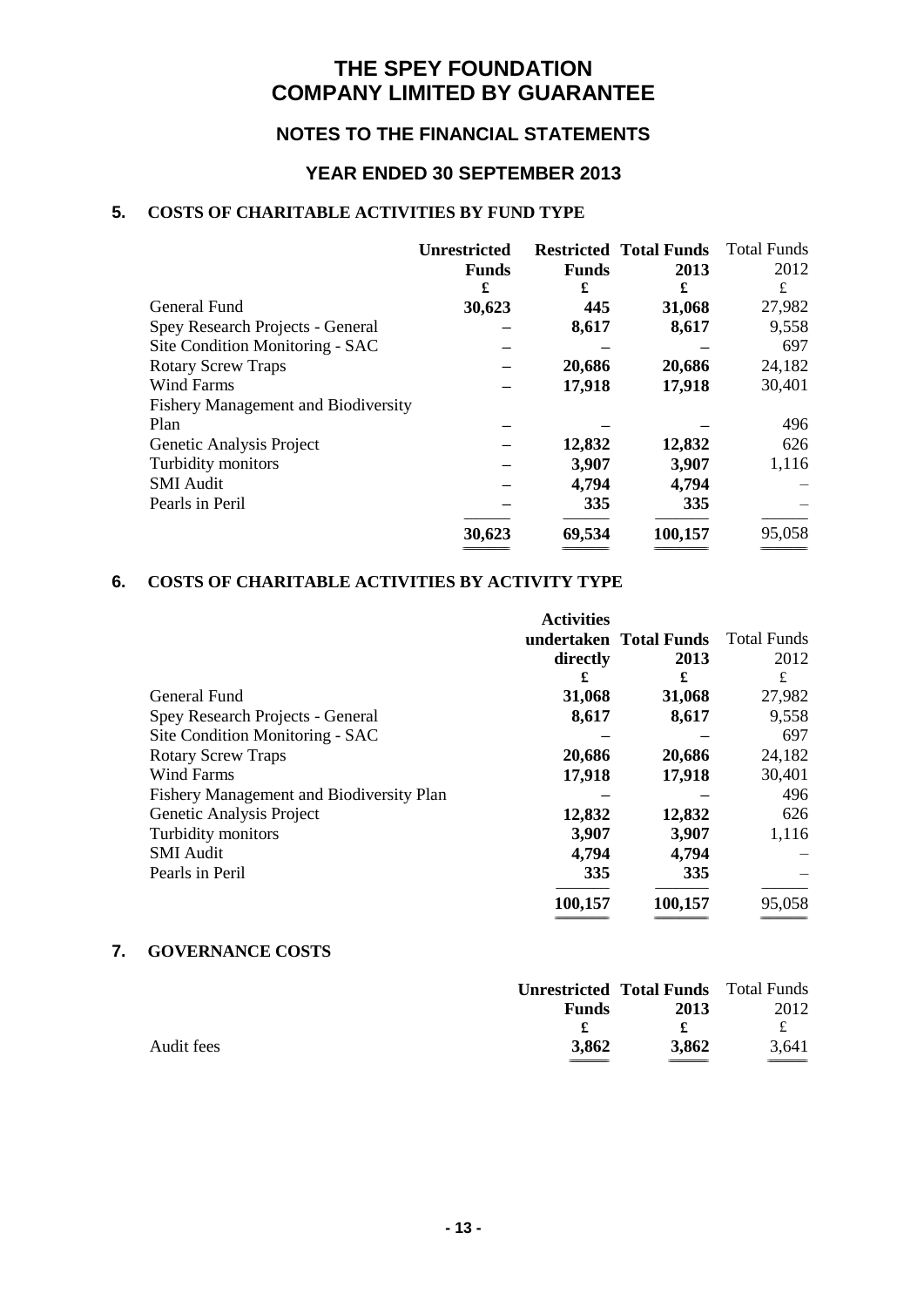# THE SPEY FOUNDATION
# COMPANY LIMITED BY GUARANTEE

## NOTES TO THE FINANCIAL STATEMENTS

## YEAR ENDED 30 SEPTEMBER 2013

### 5. COSTS OF CHARITABLE ACTIVITIES BY FUND TYPE

| | Unrestricted Funds | Restricted Funds | Total Funds 2013 | Total Funds 2012 |
|---|---|---|---|---|
| | £ | £ | £ | £ |
| General Fund | 30,623 | 445 | 31,068 | 27,982 |
| Spey Research Projects - General | – | 8,617 | 8,617 | 9,558 |
| Site Condition Monitoring - SAC | – | – | – | 697 |
| Rotary Screw Traps | – | 20,686 | 20,686 | 24,182 |
| Wind Farms | – | 17,918 | 17,918 | 30,401 |
| Fishery Management and Biodiversity Plan | – | – | – | 496 |
| Genetic Analysis Project | – | 12,832 | 12,832 | 626 |
| Turbidity monitors | – | 3,907 | 3,907 | 1,116 |
| SMI Audit | – | 4,794 | 4,794 | – |
| Pearls in Peril | – | 335 | 335 | – |
| | 30,623 | 69,534 | 100,157 | 95,058 |

### 6. COSTS OF CHARITABLE ACTIVITIES BY ACTIVITY TYPE

| | Activities undertaken directly | Total Funds 2013 | Total Funds 2012 |
|---|---|---|---|
| | £ | £ | £ |
| General Fund | 31,068 | 31,068 | 27,982 |
| Spey Research Projects - General | 8,617 | 8,617 | 9,558 |
| Site Condition Monitoring - SAC | – | – | 697 |
| Rotary Screw Traps | 20,686 | 20,686 | 24,182 |
| Wind Farms | 17,918 | 17,918 | 30,401 |
| Fishery Management and Biodiversity Plan | – | – | 496 |
| Genetic Analysis Project | 12,832 | 12,832 | 626 |
| Turbidity monitors | 3,907 | 3,907 | 1,116 |
| SMI Audit | 4,794 | 4,794 | – |
| Pearls in Peril | 335 | 335 | – |
| | 100,157 | 100,157 | 95,058 |

### 7. GOVERNANCE COSTS

| | Unrestricted Funds | Total Funds 2013 | Total Funds 2012 |
|---|---|---|---|
| | £ | £ | £ |
| Audit fees | 3,862 | 3,862 | 3,641 |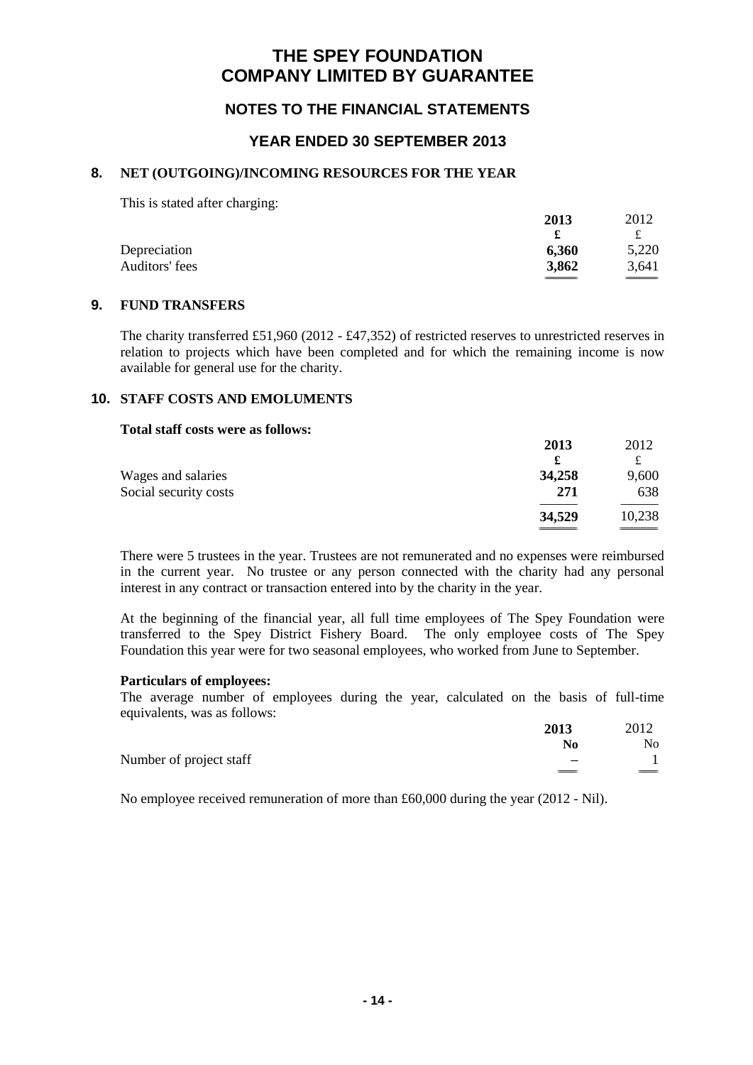# THE SPEY FOUNDATION
# COMPANY LIMITED BY GUARANTEE

## NOTES TO THE FINANCIAL STATEMENTS

## YEAR ENDED 30 SEPTEMBER 2013

### 8. NET (OUTGOING)/INCOMING RESOURCES FOR THE YEAR

This is stated after charging:

| | 2013 | 2012 |
|---|---|---|
| | £ | £ |
| Depreciation | 6,360 | 5,220 |
| Auditors' fees | 3,862 | 3,641 |

### 9. FUND TRANSFERS

The charity transferred £51,960 (2012 - £47,352) of restricted reserves to unrestricted reserves in relation to projects which have been completed and for which the remaining income is now available for general use for the charity.

### 10. STAFF COSTS AND EMOLUMENTS

**Total staff costs were as follows:**

| | 2013 | 2012 |
|---|---|---|
| | £ | £ |
| Wages and salaries | 34,258 | 9,600 |
| Social security costs | 271 | 638 |
| | 34,529 | 10,238 |

There were 5 trustees in the year. Trustees are not remunerated and no expenses were reimbursed in the current year. No trustee or any person connected with the charity had any personal interest in any contract or transaction entered into by the charity in the year.

At the beginning of the financial year, all full time employees of The Spey Foundation were transferred to the Spey District Fishery Board. The only employee costs of The Spey Foundation this year were for two seasonal employees, who worked from June to September.

**Particulars of employees:**
The average number of employees during the year, calculated on the basis of full-time equivalents, was as follows:

| | 2013 | 2012 |
|---|---|---|
| | No | No |
| Number of project staff | – | 1 |

No employee received remuneration of more than £60,000 during the year (2012 - Nil).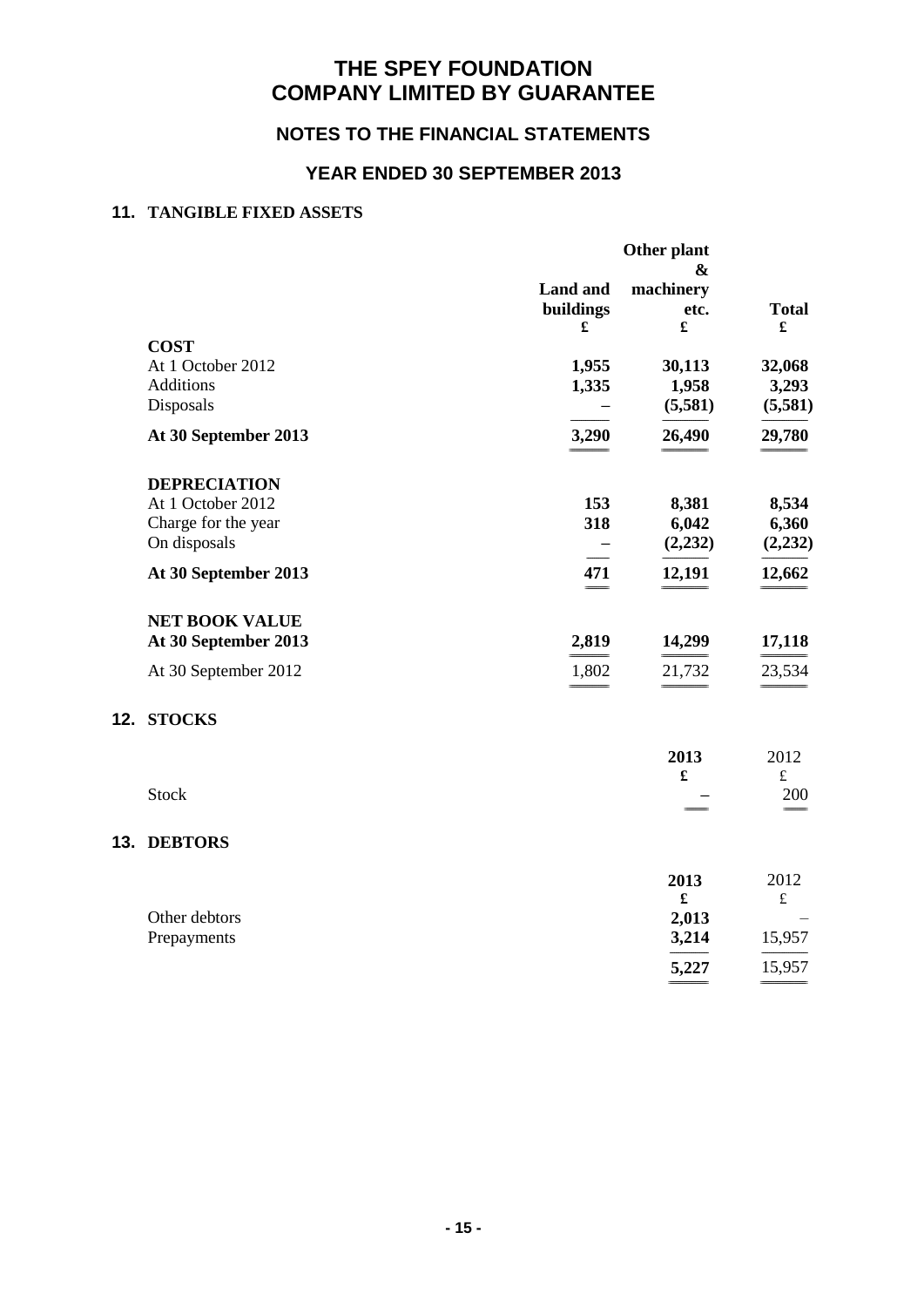# THE SPEY FOUNDATION
# COMPANY LIMITED BY GUARANTEE

## NOTES TO THE FINANCIAL STATEMENTS

## YEAR ENDED 30 SEPTEMBER 2013

### 11. TANGIBLE FIXED ASSETS

| | Land and buildings £ | Other plant & machinery etc. £ | Total £ |
|---|---|---|---|
| **COST** | | | |
| At 1 October 2012 | **1,955** | **30,113** | **32,068** |
| Additions | **1,335** | **1,958** | **3,293** |
| Disposals | **–** | **(5,581)** | **(5,581)** |
| **At 30 September 2013** | **3,290** | **26,490** | **29,780** |
| **DEPRECIATION** | | | |
| At 1 October 2012 | **153** | **8,381** | **8,534** |
| Charge for the year | **318** | **6,042** | **6,360** |
| On disposals | **–** | **(2,232)** | **(2,232)** |
| **At 30 September 2013** | **471** | **12,191** | **12,662** |
| **NET BOOK VALUE** | | | |
| **At 30 September 2013** | **2,819** | **14,299** | **17,118** |
| At 30 September 2012 | 1,802 | 21,732 | 23,534 |

### 12. STOCKS

| | 2013 £ | 2012 £ |
|---|---|---|
| Stock | **–** | 200 |

### 13. DEBTORS

| | 2013 £ | 2012 £ |
|---|---|---|
| Other debtors | **2,013** | – |
| Prepayments | **3,214** | 15,957 |
| | **5,227** | 15,957 |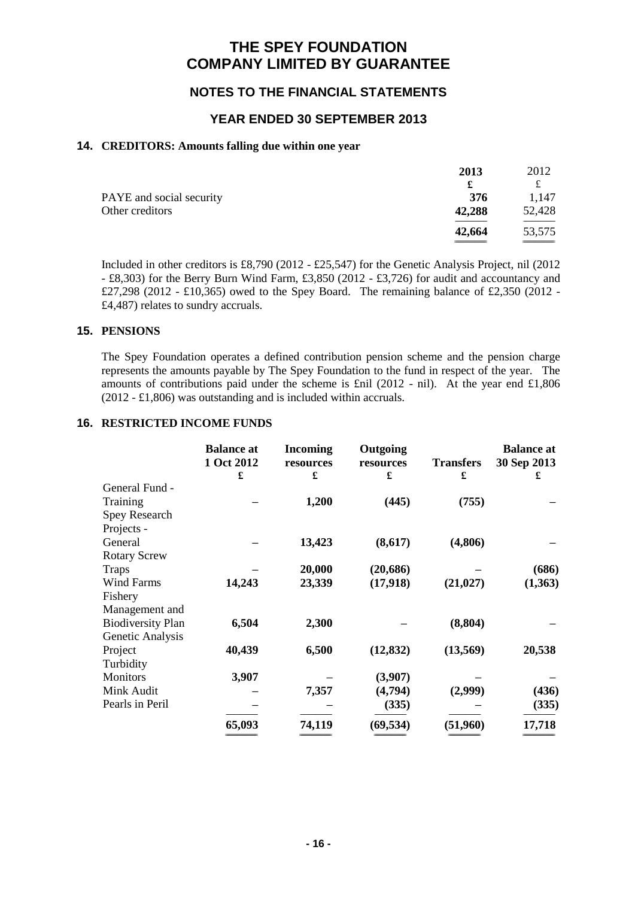# THE SPEY FOUNDATION
# COMPANY LIMITED BY GUARANTEE

## NOTES TO THE FINANCIAL STATEMENTS

## YEAR ENDED 30 SEPTEMBER 2013

### 14. CREDITORS: Amounts falling due within one year

| | 2013 | 2012 |
|---|---|---|
| | **£** | £ |
| PAYE and social security | **376** | 1,147 |
| Other creditors | **42,288** | 52,428 |
| | **42,664** | 53,575 |

Included in other creditors is £8,790 (2012 - £25,547) for the Genetic Analysis Project, nil (2012 - £8,303) for the Berry Burn Wind Farm, £3,850 (2012 - £3,726) for audit and accountancy and £27,298 (2012 - £10,365) owed to the Spey Board. The remaining balance of £2,350 (2012 - £4,487) relates to sundry accruals.

### 15. PENSIONS

The Spey Foundation operates a defined contribution pension scheme and the pension charge represents the amounts payable by The Spey Foundation to the fund in respect of the year. The amounts of contributions paid under the scheme is £nil (2012 - nil). At the year end £1,806 (2012 - £1,806) was outstanding and is included within accruals.

### 16. RESTRICTED INCOME FUNDS

| | Balance at 1 Oct 2012 | Incoming resources | Outgoing resources | Transfers | Balance at 30 Sep 2013 |
|---|---|---|---|---|---|
| | £ | £ | £ | £ | £ |
| General Fund - Training | – | 1,200 | (445) | (755) | – |
| Spey Research Projects - General | – | 13,423 | (8,617) | (4,806) | – |
| Rotary Screw Traps | – | 20,000 | (20,686) | – | (686) |
| Wind Farms | 14,243 | 23,339 | (17,918) | (21,027) | (1,363) |
| Fishery Management and Biodiversity Plan | 6,504 | 2,300 | – | (8,804) | – |
| Genetic Analysis Project | 40,439 | 6,500 | (12,832) | (13,569) | 20,538 |
| Turbidity Monitors | 3,907 | – | (3,907) | – | – |
| Mink Audit | – | 7,357 | (4,794) | (2,999) | (436) |
| Pearls in Peril | – | – | (335) | – | (335) |
| | **65,093** | **74,119** | **(69,534)** | **(51,960)** | **17,718** |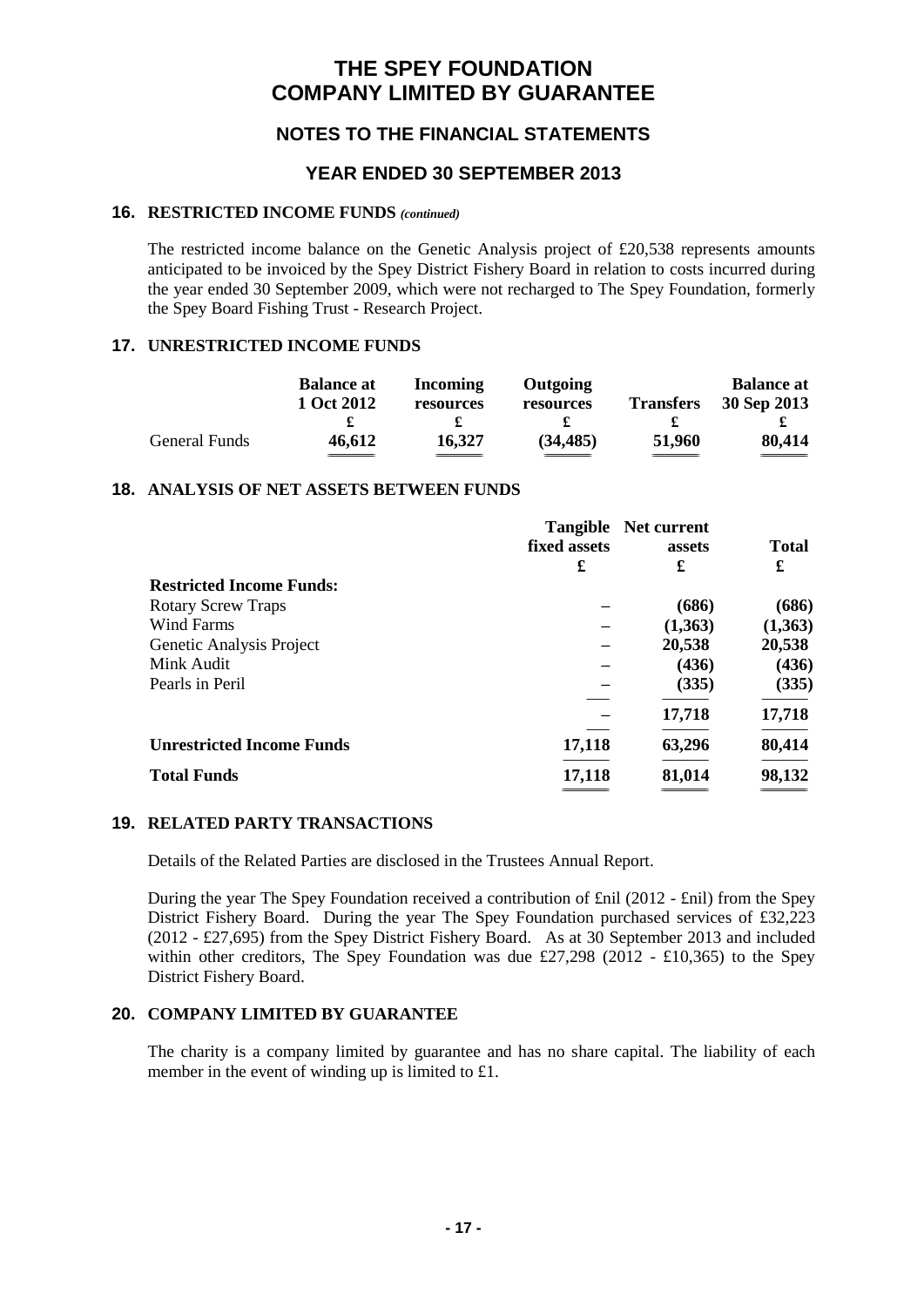# THE SPEY FOUNDATION
# COMPANY LIMITED BY GUARANTEE

## NOTES TO THE FINANCIAL STATEMENTS

## YEAR ENDED 30 SEPTEMBER 2013

### 16. RESTRICTED INCOME FUNDS *(continued)*

The restricted income balance on the Genetic Analysis project of £20,538 represents amounts anticipated to be invoiced by the Spey District Fishery Board in relation to costs incurred during the year ended 30 September 2009, which were not recharged to The Spey Foundation, formerly the Spey Board Fishing Trust - Research Project.

### 17. UNRESTRICTED INCOME FUNDS

| | Balance at 1 Oct 2012 | Incoming resources | Outgoing resources | Transfers | Balance at 30 Sep 2013 |
|---|---|---|---|---|---|
| | £ | £ | £ | £ | £ |
| General Funds | 46,612 | 16,327 | (34,485) | 51,960 | 80,414 |

### 18. ANALYSIS OF NET ASSETS BETWEEN FUNDS

| | Tangible fixed assets | Net current assets | Total |
|---|---|---|---|
| | £ | £ | £ |
| **Restricted Income Funds:** | | | |
| Rotary Screw Traps | – | (686) | (686) |
| Wind Farms | – | (1,363) | (1,363) |
| Genetic Analysis Project | – | 20,538 | 20,538 |
| Mink Audit | – | (436) | (436) |
| Pearls in Peril | – | (335) | (335) |
| | – | 17,718 | 17,718 |
| **Unrestricted Income Funds** | 17,118 | 63,296 | 80,414 |
| **Total Funds** | 17,118 | 81,014 | 98,132 |

### 19. RELATED PARTY TRANSACTIONS

Details of the Related Parties are disclosed in the Trustees Annual Report.

During the year The Spey Foundation received a contribution of £nil (2012 - £nil) from the Spey District Fishery Board. During the year The Spey Foundation purchased services of £32,223 (2012 - £27,695) from the Spey District Fishery Board. As at 30 September 2013 and included within other creditors, The Spey Foundation was due £27,298 (2012 - £10,365) to the Spey District Fishery Board.

### 20. COMPANY LIMITED BY GUARANTEE

The charity is a company limited by guarantee and has no share capital. The liability of each member in the event of winding up is limited to £1.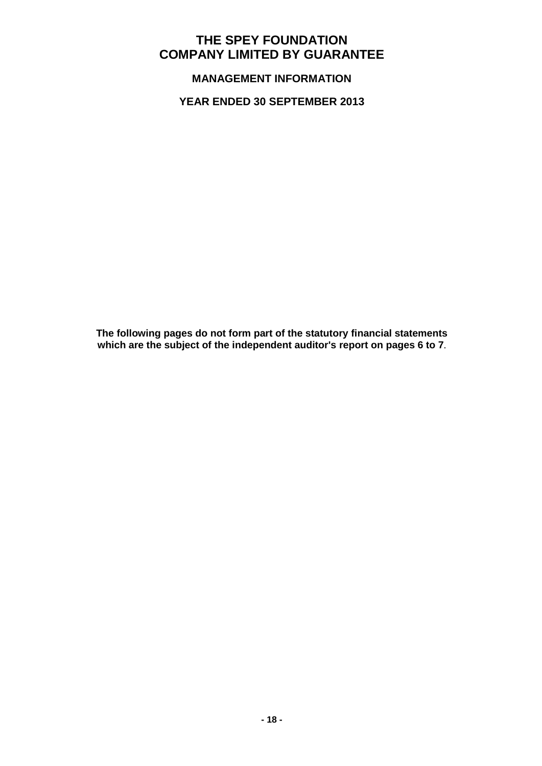# THE SPEY FOUNDATION
# COMPANY LIMITED BY GUARANTEE

## MANAGEMENT INFORMATION

## YEAR ENDED 30 SEPTEMBER 2013

**The following pages do not form part of the statutory financial statements which are the subject of the independent auditor's report on pages 6 to 7**.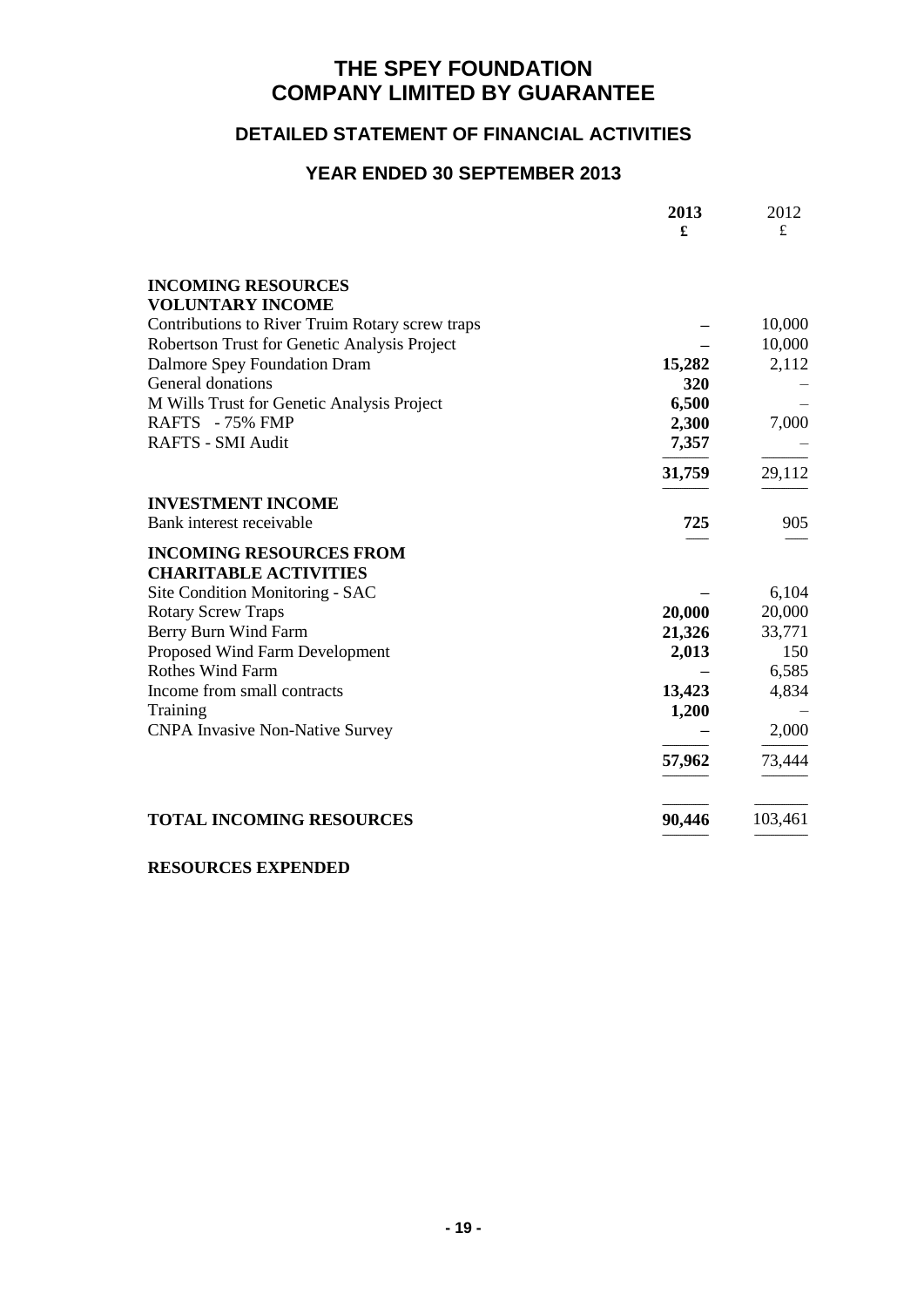# THE SPEY FOUNDATION
# COMPANY LIMITED BY GUARANTEE

## DETAILED STATEMENT OF FINANCIAL ACTIVITIES

## YEAR ENDED 30 SEPTEMBER 2013

| | 2013 £ | 2012 £ |
|---|---|---|
| **INCOMING RESOURCES** | | |
| **VOLUNTARY INCOME** | | |
| Contributions to River Truim Rotary screw traps | – | 10,000 |
| Robertson Trust for Genetic Analysis Project | – | 10,000 |
| Dalmore Spey Foundation Dram | **15,282** | 2,112 |
| General donations | **320** | – |
| M Wills Trust for Genetic Analysis Project | **6,500** | – |
| RAFTS - 75% FMP | **2,300** | 7,000 |
| RAFTS - SMI Audit | **7,357** | – |
| | **31,759** | 29,112 |
| **INVESTMENT INCOME** | | |
| Bank interest receivable | **725** | 905 |
| **INCOMING RESOURCES FROM CHARITABLE ACTIVITIES** | | |
| Site Condition Monitoring - SAC | – | 6,104 |
| Rotary Screw Traps | **20,000** | 20,000 |
| Berry Burn Wind Farm | **21,326** | 33,771 |
| Proposed Wind Farm Development | **2,013** | 150 |
| Rothes Wind Farm | – | 6,585 |
| Income from small contracts | **13,423** | 4,834 |
| Training | **1,200** | – |
| CNPA Invasive Non-Native Survey | – | 2,000 |
| | **57,962** | 73,444 |
| **TOTAL INCOMING RESOURCES** | **90,446** | 103,461 |

**RESOURCES EXPENDED**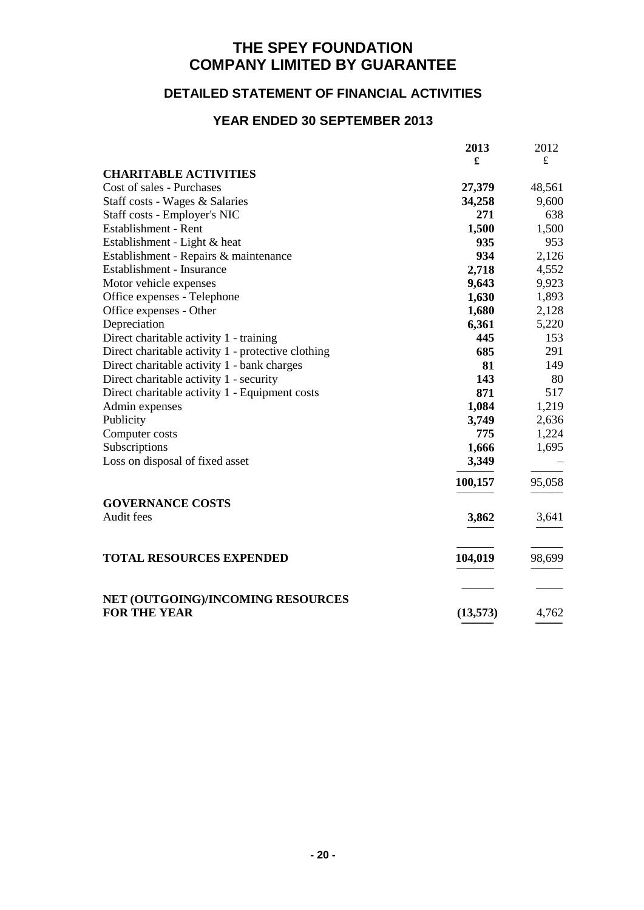# THE SPEY FOUNDATION
# COMPANY LIMITED BY GUARANTEE

## DETAILED STATEMENT OF FINANCIAL ACTIVITIES

## YEAR ENDED 30 SEPTEMBER 2013

| | 2013 | 2012 |
|---|---|---|
| | £ | £ |
| **CHARITABLE ACTIVITIES** | | |
| Cost of sales - Purchases | **27,379** | 48,561 |
| Staff costs - Wages & Salaries | **34,258** | 9,600 |
| Staff costs - Employer's NIC | **271** | 638 |
| Establishment - Rent | **1,500** | 1,500 |
| Establishment - Light & heat | **935** | 953 |
| Establishment - Repairs & maintenance | **934** | 2,126 |
| Establishment - Insurance | **2,718** | 4,552 |
| Motor vehicle expenses | **9,643** | 9,923 |
| Office expenses - Telephone | **1,630** | 1,893 |
| Office expenses - Other | **1,680** | 2,128 |
| Depreciation | **6,361** | 5,220 |
| Direct charitable activity 1 - training | **445** | 153 |
| Direct charitable activity 1 - protective clothing | **685** | 291 |
| Direct charitable activity 1 - bank charges | **81** | 149 |
| Direct charitable activity 1 - security | **143** | 80 |
| Direct charitable activity 1 - Equipment costs | **871** | 517 |
| Admin expenses | **1,084** | 1,219 |
| Publicity | **3,749** | 2,636 |
| Computer costs | **775** | 1,224 |
| Subscriptions | **1,666** | 1,695 |
| Loss on disposal of fixed asset | **3,349** | – |
| | **100,157** | 95,058 |
| **GOVERNANCE COSTS** | | |
| Audit fees | **3,862** | 3,641 |
| **TOTAL RESOURCES EXPENDED** | **104,019** | 98,699 |
| **NET (OUTGOING)/INCOMING RESOURCES FOR THE YEAR** | **(13,573)** | 4,762 |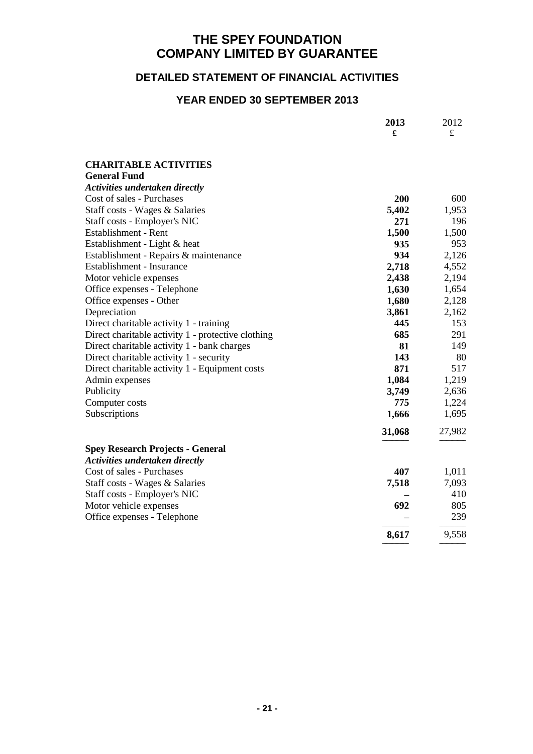# THE SPEY FOUNDATION
# COMPANY LIMITED BY GUARANTEE

## DETAILED STATEMENT OF FINANCIAL ACTIVITIES

## YEAR ENDED 30 SEPTEMBER 2013

| | 2013<br>£ | 2012<br>£ |
|---|---|---|
| **CHARITABLE ACTIVITIES** | | |
| **General Fund** | | |
| ***Activities undertaken directly*** | | |
| Cost of sales - Purchases | **200** | 600 |
| Staff costs - Wages & Salaries | **5,402** | 1,953 |
| Staff costs - Employer's NIC | **271** | 196 |
| Establishment - Rent | **1,500** | 1,500 |
| Establishment - Light & heat | **935** | 953 |
| Establishment - Repairs & maintenance | **934** | 2,126 |
| Establishment - Insurance | **2,718** | 4,552 |
| Motor vehicle expenses | **2,438** | 2,194 |
| Office expenses - Telephone | **1,630** | 1,654 |
| Office expenses - Other | **1,680** | 2,128 |
| Depreciation | **3,861** | 2,162 |
| Direct charitable activity 1 - training | **445** | 153 |
| Direct charitable activity 1 - protective clothing | **685** | 291 |
| Direct charitable activity 1 - bank charges | **81** | 149 |
| Direct charitable activity 1 - security | **143** | 80 |
| Direct charitable activity 1 - Equipment costs | **871** | 517 |
| Admin expenses | **1,084** | 1,219 |
| Publicity | **3,749** | 2,636 |
| Computer costs | **775** | 1,224 |
| Subscriptions | **1,666** | 1,695 |
| | **31,068** | 27,982 |
| **Spey Research Projects - General** | | |
| ***Activities undertaken directly*** | | |
| Cost of sales - Purchases | **407** | 1,011 |
| Staff costs - Wages & Salaries | **7,518** | 7,093 |
| Staff costs - Employer's NIC | **–** | 410 |
| Motor vehicle expenses | **692** | 805 |
| Office expenses - Telephone | **–** | 239 |
| | **8,617** | 9,558 |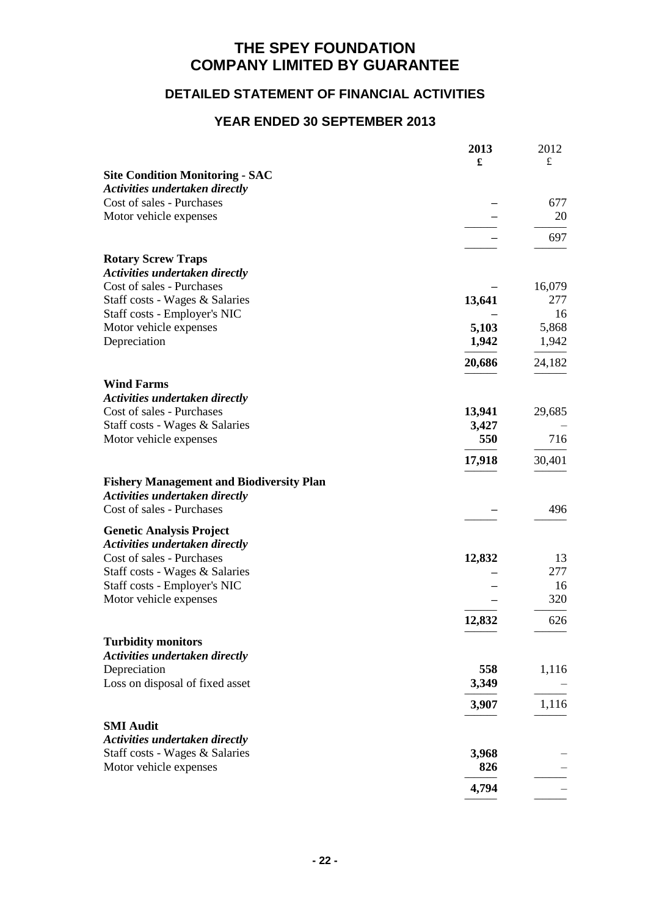# THE SPEY FOUNDATION
# COMPANY LIMITED BY GUARANTEE

## DETAILED STATEMENT OF FINANCIAL ACTIVITIES

## YEAR ENDED 30 SEPTEMBER 2013

| | 2013 £ | 2012 £ |
|---|---|---|
| **Site Condition Monitoring - SAC** | | |
| *Activities undertaken directly* | | |
| Cost of sales - Purchases | – | 677 |
| Motor vehicle expenses | – | 20 |
| | – | 697 |
| **Rotary Screw Traps** | | |
| *Activities undertaken directly* | | |
| Cost of sales - Purchases | – | 16,079 |
| Staff costs - Wages & Salaries | 13,641 | 277 |
| Staff costs - Employer's NIC | – | 16 |
| Motor vehicle expenses | 5,103 | 5,868 |
| Depreciation | 1,942 | 1,942 |
| | 20,686 | 24,182 |
| **Wind Farms** | | |
| *Activities undertaken directly* | | |
| Cost of sales - Purchases | 13,941 | 29,685 |
| Staff costs - Wages & Salaries | 3,427 | – |
| Motor vehicle expenses | 550 | 716 |
| | 17,918 | 30,401 |
| **Fishery Management and Biodiversity Plan** | | |
| *Activities undertaken directly* | | |
| Cost of sales - Purchases | – | 496 |
| **Genetic Analysis Project** | | |
| *Activities undertaken directly* | | |
| Cost of sales - Purchases | 12,832 | 13 |
| Staff costs - Wages & Salaries | – | 277 |
| Staff costs - Employer's NIC | – | 16 |
| Motor vehicle expenses | – | 320 |
| | 12,832 | 626 |
| **Turbidity monitors** | | |
| *Activities undertaken directly* | | |
| Depreciation | 558 | 1,116 |
| Loss on disposal of fixed asset | 3,349 | – |
| | 3,907 | 1,116 |
| **SMI Audit** | | |
| *Activities undertaken directly* | | |
| Staff costs - Wages & Salaries | 3,968 | – |
| Motor vehicle expenses | 826 | – |
| | 4,794 | – |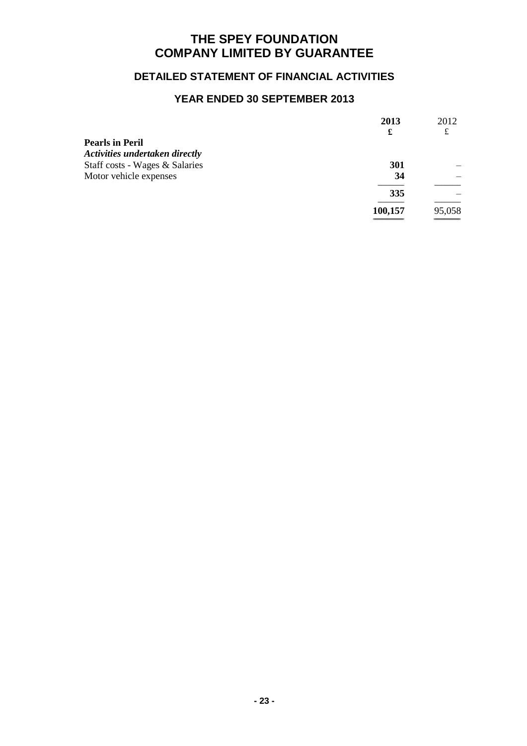# THE SPEY FOUNDATION
# COMPANY LIMITED BY GUARANTEE

## DETAILED STATEMENT OF FINANCIAL ACTIVITIES

## YEAR ENDED 30 SEPTEMBER 2013

| | 2013<br>£ | 2012<br>£ |
|---|---|---|
| **Pearls in Peril** | | |
| ***Activities undertaken directly*** | | |
| Staff costs - Wages & Salaries | **301** | – |
| Motor vehicle expenses | **34** | – |
| | **335** | – |
| | **100,157** | 95,058 |